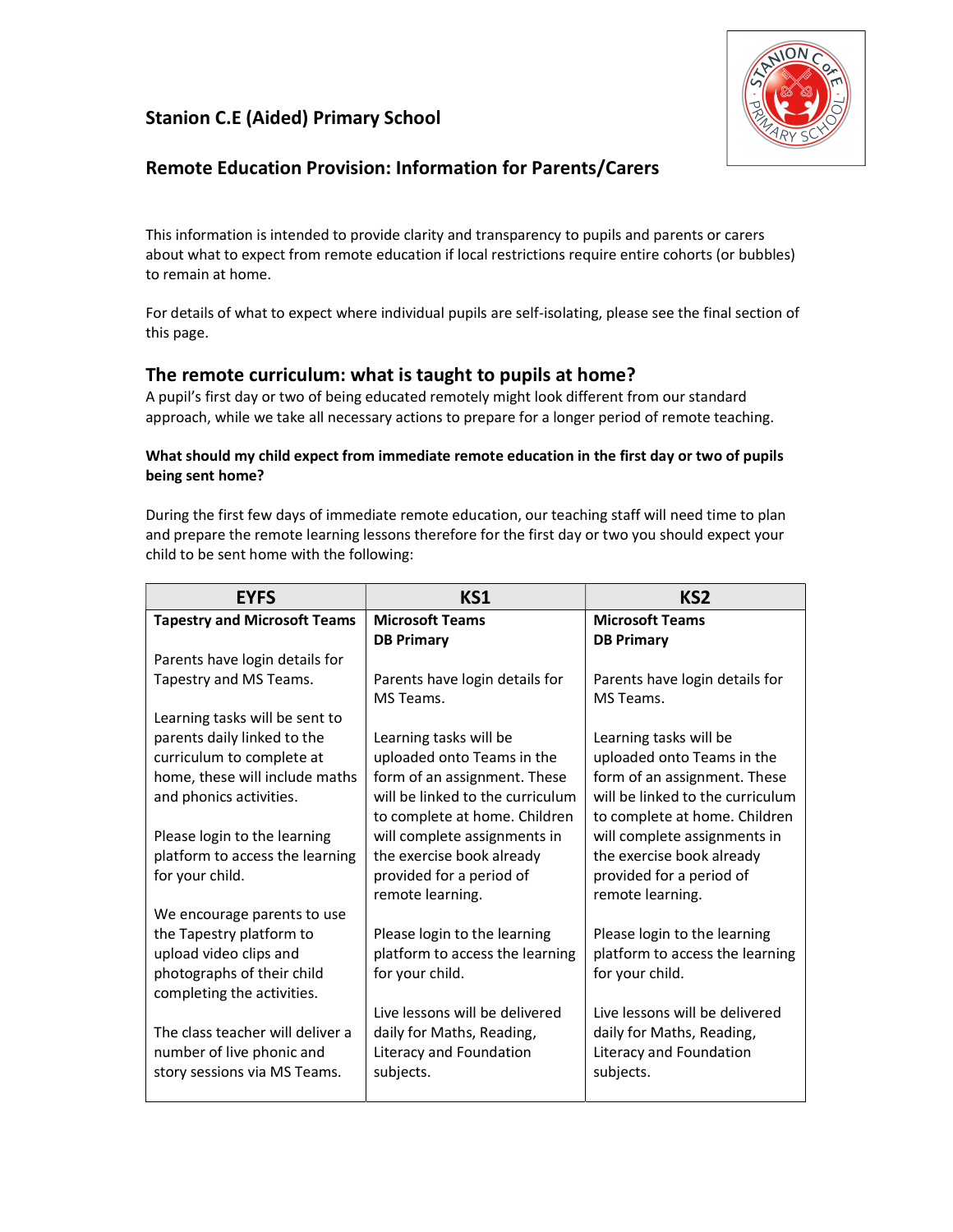## Stanion C.E (Aided) Primary School

## Remote Education Provision: Information for Parents/Carers

This information is intended to provide clarity and transparency to pupils and parents or carers about what to expect from remote education if local restrictions require entire cohorts (or bubbles) to remain at home.

For details of what to expect where individual pupils are self-isolating, please see the final section of this page.

## The remote curriculum: what is taught to pupils at home?

A pupil's first day or two of being educated remotely might look different from our standard approach, while we take all necessary actions to prepare for a longer period of remote teaching.

**What should my child expect from immediate remote education in the first day or two of pupils being sent home?**

During the first few days of immediate remote education, our teaching staff will need time to plan and prepare the remote learning lessons therefore for the first day or two you should expect your child to be sent home with the following:

| EYFS | KS1 | KS2 |
|---|---|---|
| **Tapestry and Microsoft Teams**<br><br>Parents have login details for Tapestry and MS Teams.<br><br>Learning tasks will be sent to parents daily linked to the curriculum to complete at home, these will include maths and phonics activities.<br><br>Please login to the learning platform to access the learning for your child.<br><br>We encourage parents to use the Tapestry platform to upload video clips and photographs of their child completing the activities.<br><br>The class teacher will deliver a number of live phonic and story sessions via MS Teams. | **Microsoft Teams**<br>**DB Primary**<br><br>Parents have login details for MS Teams.<br><br>Learning tasks will be uploaded onto Teams in the form of an assignment. These will be linked to the curriculum to complete at home. Children will complete assignments in the exercise book already provided for a period of remote learning.<br><br>Please login to the learning platform to access the learning for your child.<br><br>Live lessons will be delivered daily for Maths, Reading, Literacy and Foundation subjects. | **Microsoft Teams**<br>**DB Primary**<br><br>Parents have login details for MS Teams.<br><br>Learning tasks will be uploaded onto Teams in the form of an assignment. These will be linked to the curriculum to complete at home. Children will complete assignments in the exercise book already provided for a period of remote learning.<br><br>Please login to the learning platform to access the learning for your child.<br><br>Live lessons will be delivered daily for Maths, Reading, Literacy and Foundation subjects. |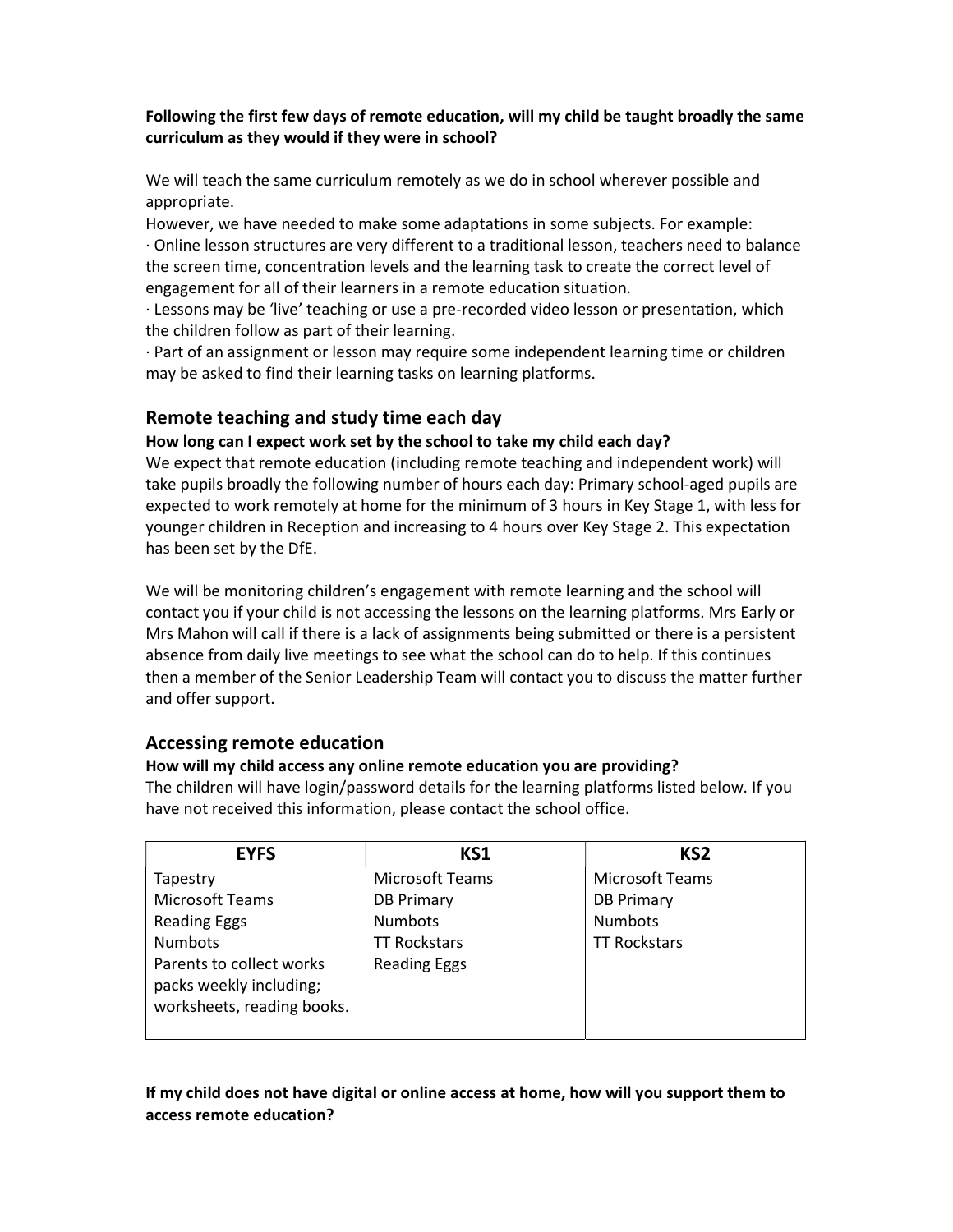**Following the first few days of remote education, will my child be taught broadly the same curriculum as they would if they were in school?**

We will teach the same curriculum remotely as we do in school wherever possible and appropriate.
However, we have needed to make some adaptations in some subjects. For example:
· Online lesson structures are very different to a traditional lesson, teachers need to balance the screen time, concentration levels and the learning task to create the correct level of engagement for all of their learners in a remote education situation.
· Lessons may be 'live' teaching or use a pre-recorded video lesson or presentation, which the children follow as part of their learning.
· Part of an assignment or lesson may require some independent learning time or children may be asked to find their learning tasks on learning platforms.

## Remote teaching and study time each day

**How long can I expect work set by the school to take my child each day?**
We expect that remote education (including remote teaching and independent work) will take pupils broadly the following number of hours each day: Primary school-aged pupils are expected to work remotely at home for the minimum of 3 hours in Key Stage 1, with less for younger children in Reception and increasing to 4 hours over Key Stage 2. This expectation has been set by the DfE.

We will be monitoring children's engagement with remote learning and the school will contact you if your child is not accessing the lessons on the learning platforms. Mrs Early or Mrs Mahon will call if there is a lack of assignments being submitted or there is a persistent absence from daily live meetings to see what the school can do to help. If this continues then a member of the Senior Leadership Team will contact you to discuss the matter further and offer support.

## Accessing remote education

**How will my child access any online remote education you are providing?**
The children will have login/password details for the learning platforms listed below. If you have not received this information, please contact the school office.

| EYFS | KS1 | KS2 |
|---|---|---|
| Tapestry<br>Microsoft Teams<br>Reading Eggs<br>Numbots<br>Parents to collect works packs weekly including; worksheets, reading books. | Microsoft Teams<br>DB Primary<br>Numbots<br>TT Rockstars<br>Reading Eggs | Microsoft Teams<br>DB Primary<br>Numbots<br>TT Rockstars |

**If my child does not have digital or online access at home, how will you support them to access remote education?**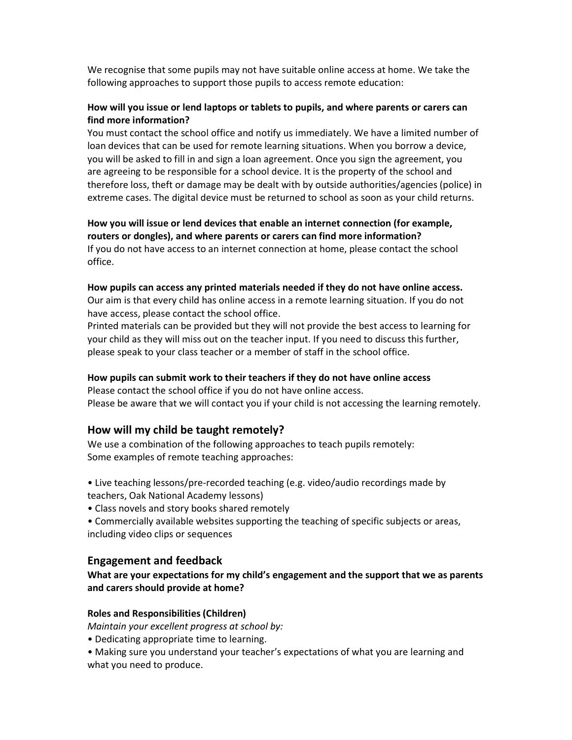We recognise that some pupils may not have suitable online access at home. We take the following approaches to support those pupils to access remote education:

**How will you issue or lend laptops or tablets to pupils, and where parents or carers can find more information?**

You must contact the school office and notify us immediately. We have a limited number of loan devices that can be used for remote learning situations. When you borrow a device, you will be asked to fill in and sign a loan agreement. Once you sign the agreement, you are agreeing to be responsible for a school device. It is the property of the school and therefore loss, theft or damage may be dealt with by outside authorities/agencies (police) in extreme cases. The digital device must be returned to school as soon as your child returns.

**How you will issue or lend devices that enable an internet connection (for example, routers or dongles), and where parents or carers can find more information?**

If you do not have access to an internet connection at home, please contact the school office.

**How pupils can access any printed materials needed if they do not have online access.**

Our aim is that every child has online access in a remote learning situation. If you do not have access, please contact the school office.

Printed materials can be provided but they will not provide the best access to learning for your child as they will miss out on the teacher input. If you need to discuss this further, please speak to your class teacher or a member of staff in the school office.

**How pupils can submit work to their teachers if they do not have online access**

Please contact the school office if you do not have online access.

Please be aware that we will contact you if your child is not accessing the learning remotely.

## How will my child be taught remotely?

We use a combination of the following approaches to teach pupils remotely:

Some examples of remote teaching approaches:

- Live teaching lessons/pre-recorded teaching (e.g. video/audio recordings made by teachers, Oak National Academy lessons)
- Class novels and story books shared remotely
- Commercially available websites supporting the teaching of specific subjects or areas, including video clips or sequences

## Engagement and feedback

**What are your expectations for my child's engagement and the support that we as parents and carers should provide at home?**

**Roles and Responsibilities (Children)**

*Maintain your excellent progress at school by:*

- Dedicating appropriate time to learning.
- Making sure you understand your teacher's expectations of what you are learning and what you need to produce.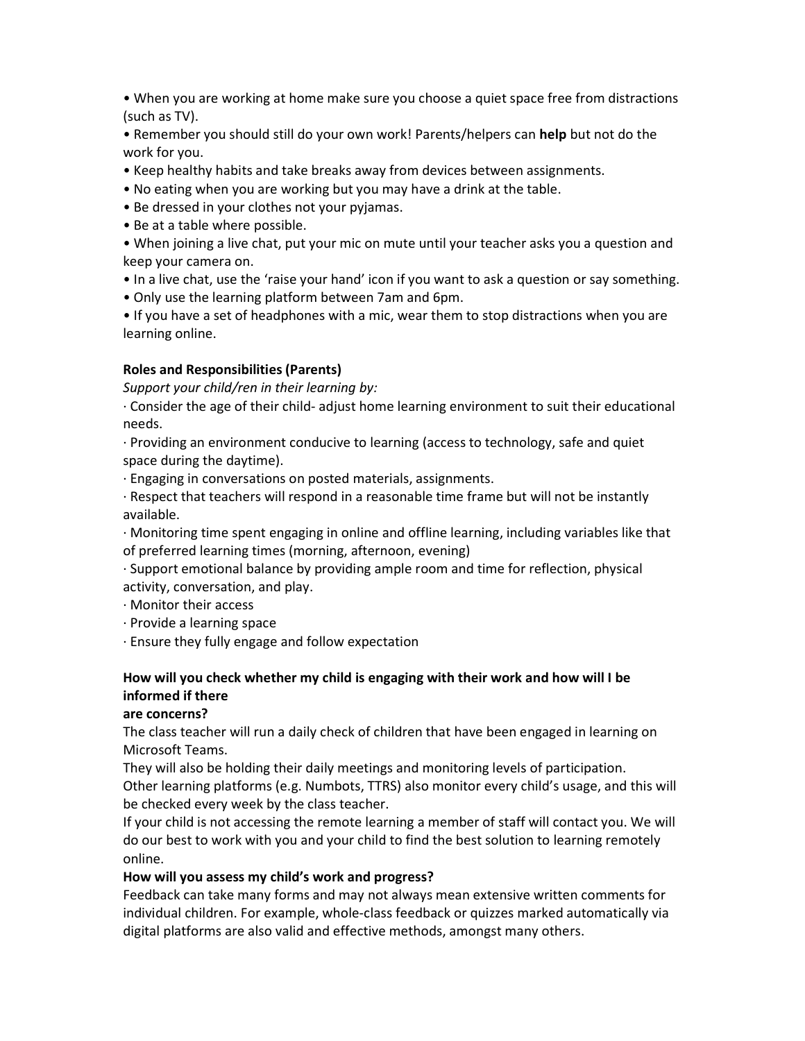- When you are working at home make sure you choose a quiet space free from distractions (such as TV).
- Remember you should still do your own work! Parents/helpers can **help** but not do the work for you.
- Keep healthy habits and take breaks away from devices between assignments.
- No eating when you are working but you may have a drink at the table.
- Be dressed in your clothes not your pyjamas.
- Be at a table where possible.
- When joining a live chat, put your mic on mute until your teacher asks you a question and keep your camera on.
- In a live chat, use the 'raise your hand' icon if you want to ask a question or say something.
- Only use the learning platform between 7am and 6pm.
- If you have a set of headphones with a mic, wear them to stop distractions when you are learning online.

**Roles and Responsibilities (Parents)**

*Support your child/ren in their learning by:*

· Consider the age of their child- adjust home learning environment to suit their educational needs.

· Providing an environment conducive to learning (access to technology, safe and quiet space during the daytime).

· Engaging in conversations on posted materials, assignments.

· Respect that teachers will respond in a reasonable time frame but will not be instantly available.

· Monitoring time spent engaging in online and offline learning, including variables like that of preferred learning times (morning, afternoon, evening)

· Support emotional balance by providing ample room and time for reflection, physical activity, conversation, and play.

· Monitor their access

· Provide a learning space

· Ensure they fully engage and follow expectation

**How will you check whether my child is engaging with their work and how will I be informed if there are concerns?**

The class teacher will run a daily check of children that have been engaged in learning on Microsoft Teams.

They will also be holding their daily meetings and monitoring levels of participation.

Other learning platforms (e.g. Numbots, TTRS) also monitor every child's usage, and this will be checked every week by the class teacher.

If your child is not accessing the remote learning a member of staff will contact you. We will do our best to work with you and your child to find the best solution to learning remotely online.

**How will you assess my child's work and progress?**

Feedback can take many forms and may not always mean extensive written comments for individual children. For example, whole-class feedback or quizzes marked automatically via digital platforms are also valid and effective methods, amongst many others.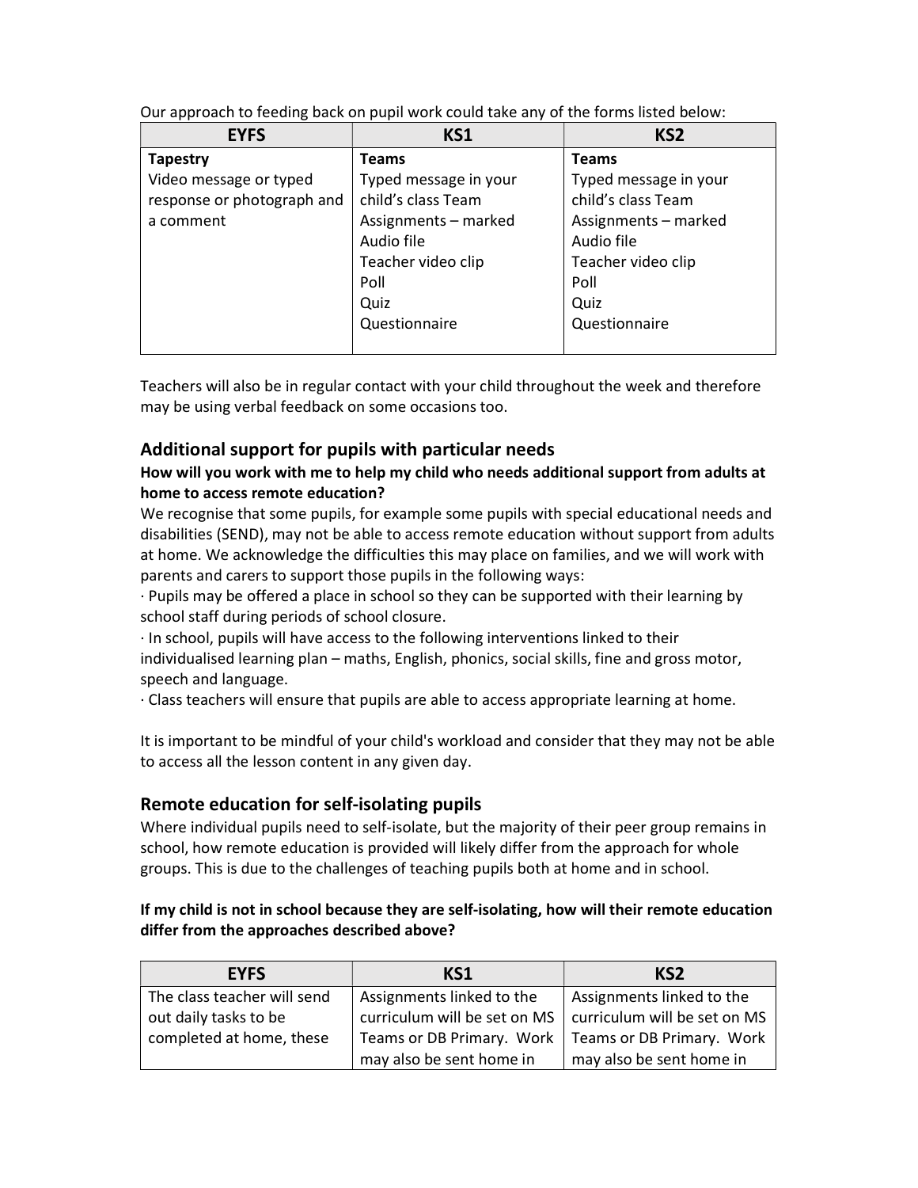Our approach to feeding back on pupil work could take any of the forms listed below:

| EYFS | KS1 | KS2 |
|---|---|---|
| **Tapestry**<br>Video message or typed response or photograph and a comment | **Teams**<br>Typed message in your child's class Team<br>Assignments – marked<br>Audio file<br>Teacher video clip<br>Poll<br>Quiz<br>Questionnaire | **Teams**<br>Typed message in your child's class Team<br>Assignments – marked<br>Audio file<br>Teacher video clip<br>Poll<br>Quiz<br>Questionnaire |

Teachers will also be in regular contact with your child throughout the week and therefore may be using verbal feedback on some occasions too.

## Additional support for pupils with particular needs

**How will you work with me to help my child who needs additional support from adults at home to access remote education?**

We recognise that some pupils, for example some pupils with special educational needs and disabilities (SEND), may not be able to access remote education without support from adults at home. We acknowledge the difficulties this may place on families, and we will work with parents and carers to support those pupils in the following ways:

· Pupils may be offered a place in school so they can be supported with their learning by school staff during periods of school closure.

· In school, pupils will have access to the following interventions linked to their individualised learning plan – maths, English, phonics, social skills, fine and gross motor, speech and language.

· Class teachers will ensure that pupils are able to access appropriate learning at home.

It is important to be mindful of your child's workload and consider that they may not be able to access all the lesson content in any given day.

## Remote education for self-isolating pupils

Where individual pupils need to self-isolate, but the majority of their peer group remains in school, how remote education is provided will likely differ from the approach for whole groups. This is due to the challenges of teaching pupils both at home and in school.

**If my child is not in school because they are self-isolating, how will their remote education differ from the approaches described above?**

| EYFS | KS1 | KS2 |
|---|---|---|
| The class teacher will send out daily tasks to be completed at home, these | Assignments linked to the curriculum will be set on MS Teams or DB Primary. Work may also be sent home in | Assignments linked to the curriculum will be set on MS Teams or DB Primary. Work may also be sent home in |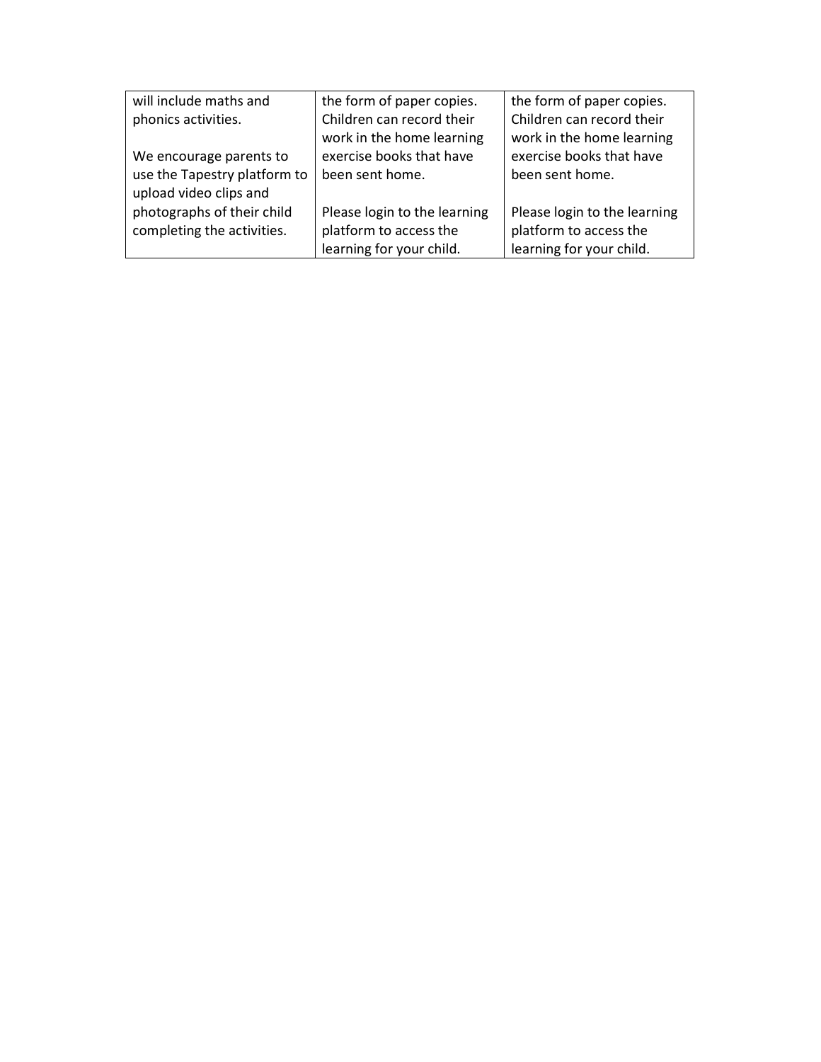| | | |
|---|---|---|
| will include maths and phonics activities.<br><br>We encourage parents to use the Tapestry platform to upload video clips and photographs of their child completing the activities. | the form of paper copies. Children can record their work in the home learning exercise books that have been sent home.<br><br>Please login to the learning platform to access the learning for your child. | the form of paper copies. Children can record their work in the home learning exercise books that have been sent home.<br><br>Please login to the learning platform to access the learning for your child. |